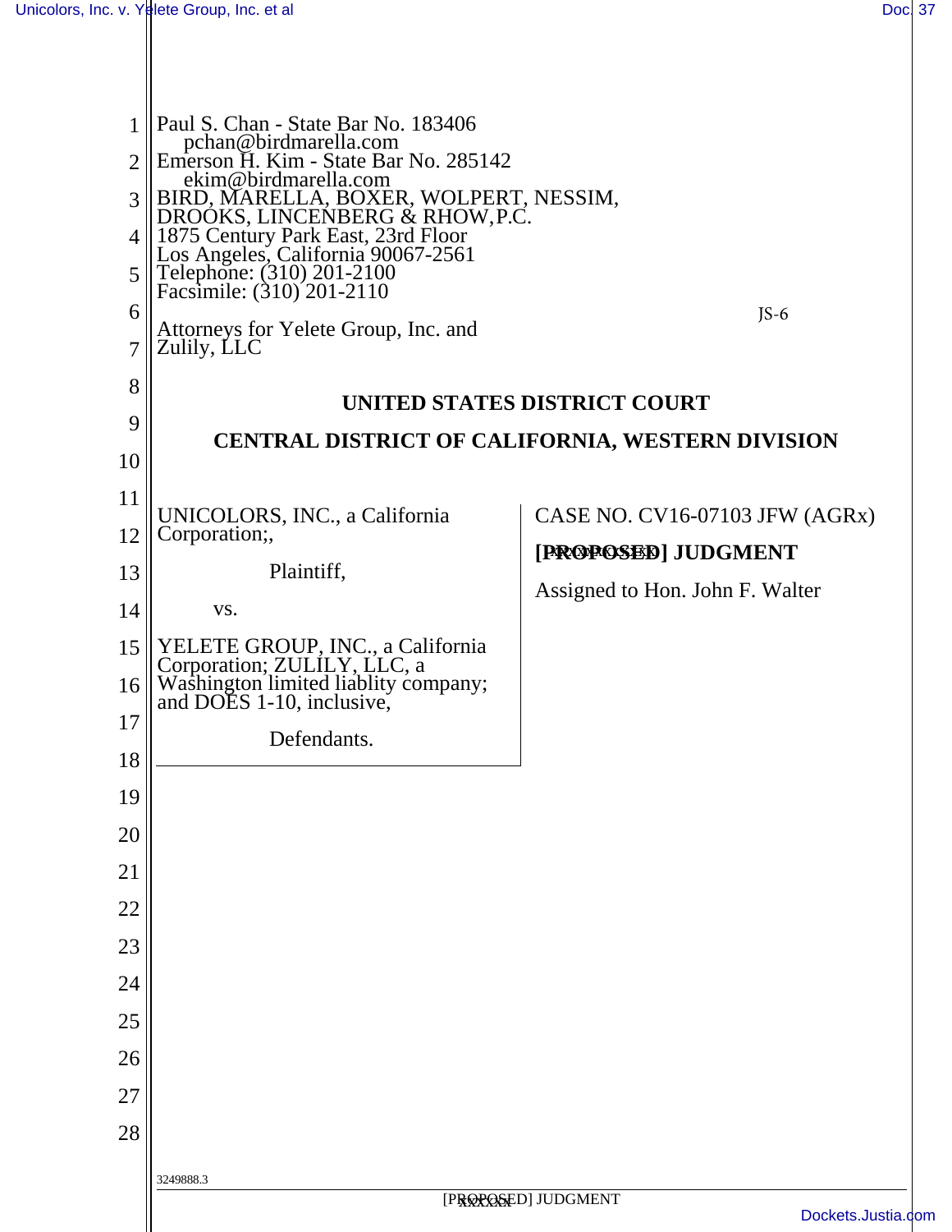Paul S. Chan - State Bar No. 183406
pchan@birdmarella.com
Emerson H. Kim - State Bar No. 285142
ekim@birdmarella.com
BIRD, MARELLA, BOXER, WOLPERT, NESSIM, DROOKS, LINCENBERG & RHOW,P.C.
1875 Century Park East, 23rd Floor
Los Angeles, California 90067-2561
Telephone: (310) 201-2100
Facsimile: (310) 201-2110

JS-6

Attorneys for Yelete Group, Inc. and Zulily, LLC

**UNITED STATES DISTRICT COURT**

**CENTRAL DISTRICT OF CALIFORNIA, WESTERN DIVISION**

UNICOLORS, INC., a California Corporation;,

Plaintiff,

vs.

YELETE GROUP, INC., a California Corporation; ZULILY, LLC, a Washington limited liablity company; and DOES 1-10, inclusive,

Defendants.

CASE NO. CV16-07103 JFW (AGRx)

**[PROPOSED] JUDGMENT**

Assigned to Hon. John F. Walter

3249888.3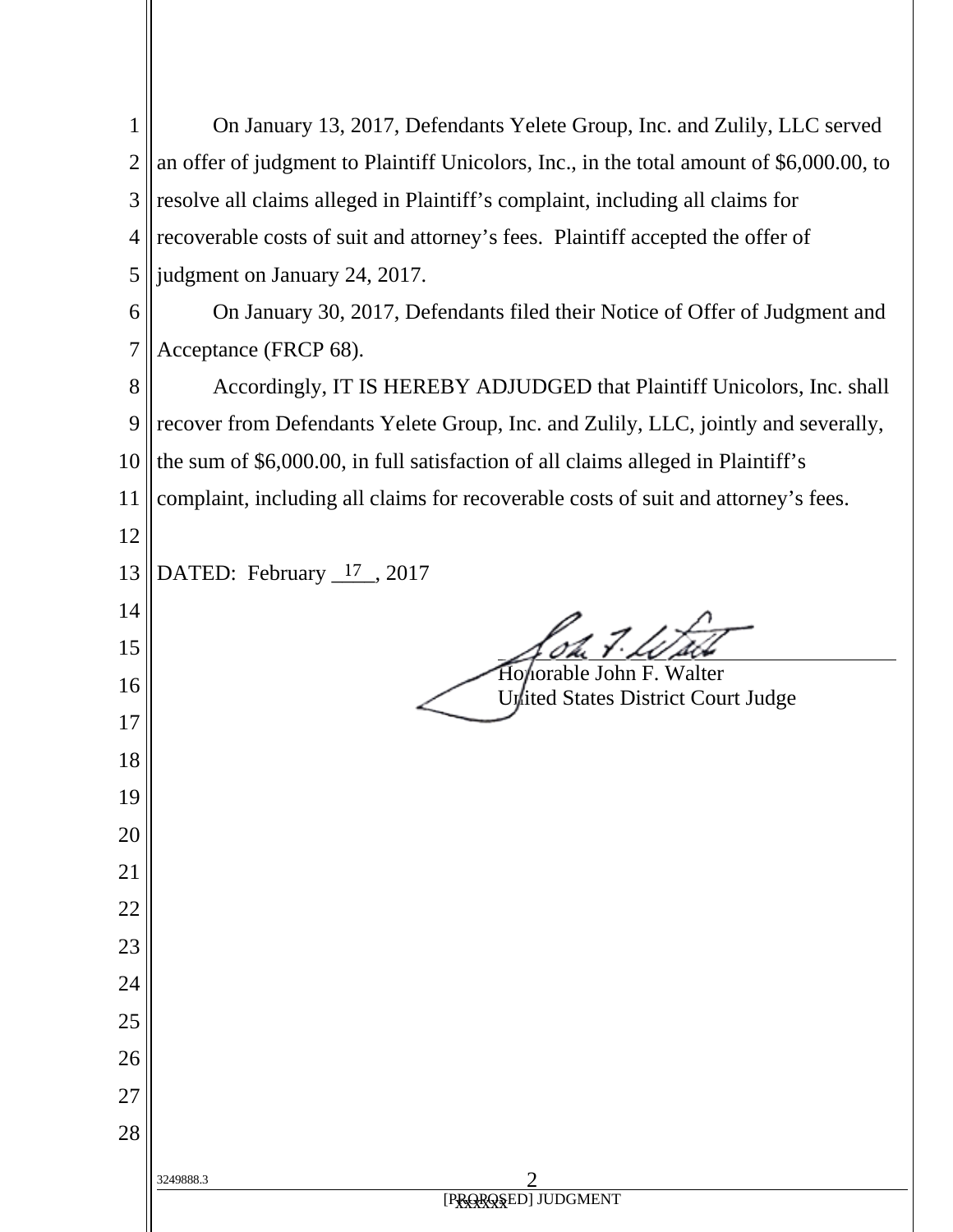On January 13, 2017, Defendants Yelete Group, Inc. and Zulily, LLC served an offer of judgment to Plaintiff Unicolors, Inc., in the total amount of $6,000.00, to resolve all claims alleged in Plaintiff's complaint, including all claims for recoverable costs of suit and attorney's fees. Plaintiff accepted the offer of judgment on January 24, 2017.

On January 30, 2017, Defendants filed their Notice of Offer of Judgment and Acceptance (FRCP 68).

Accordingly, IT IS HEREBY ADJUDGED that Plaintiff Unicolors, Inc. shall recover from Defendants Yelete Group, Inc. and Zulily, LLC, jointly and severally, the sum of $6,000.00, in full satisfaction of all claims alleged in Plaintiff's complaint, including all claims for recoverable costs of suit and attorney's fees.

DATED: February 17, 2017

Honorable John F. Walter
United States District Court Judge